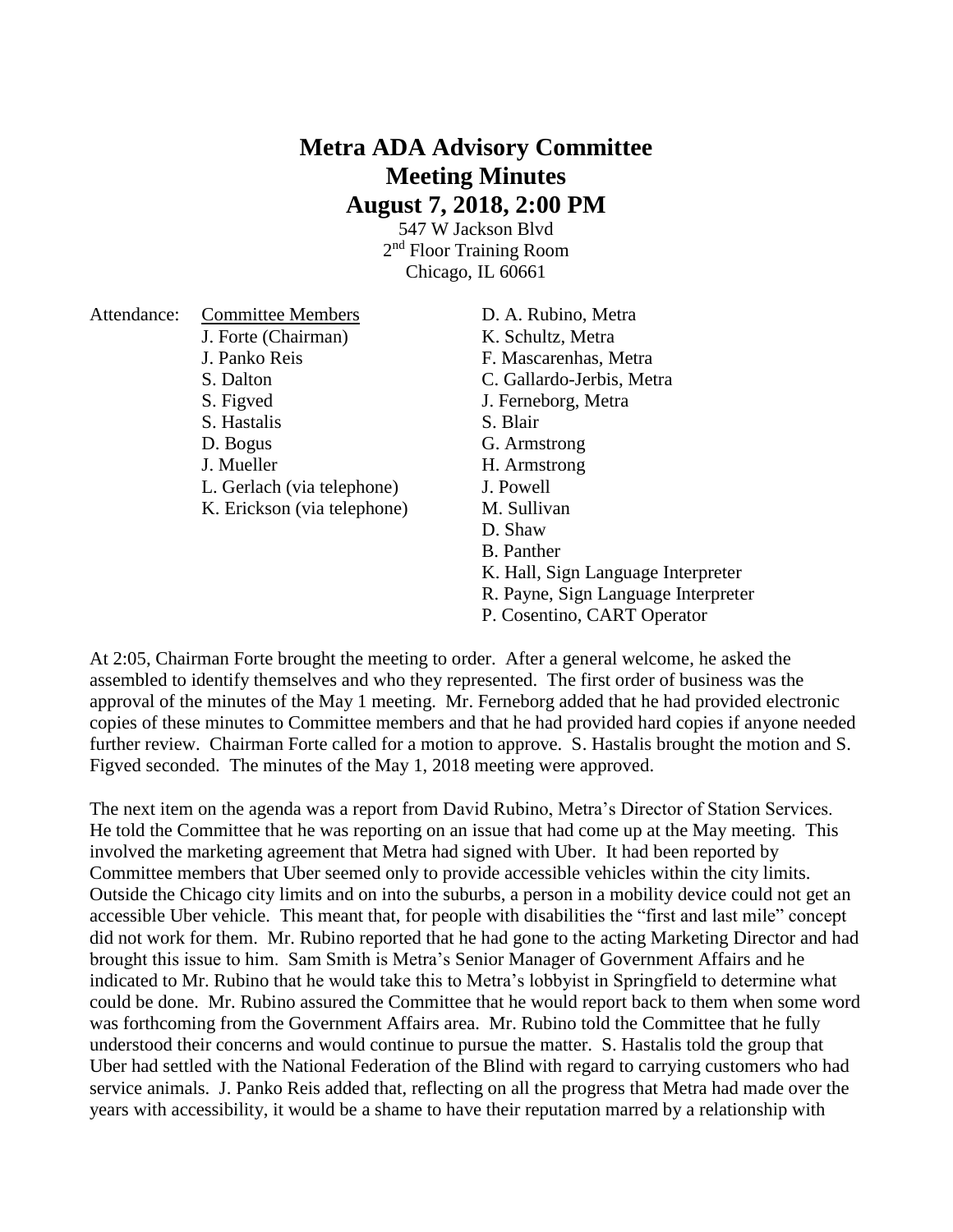# Metra ADA Advisory Committee
# Meeting Minutes
# August 7, 2018, 2:00 PM

547 W Jackson Blvd
2nd Floor Training Room
Chicago, IL 60661

Attendance:

<u>Committee Members</u>

- J. Forte (Chairman)
- J. Panko Reis
- S. Dalton
- S. Figved
- S. Hastalis
- D. Bogus
- J. Mueller
- L. Gerlach (via telephone)
- K. Erickson (via telephone)

- D. A. Rubino, Metra
- K. Schultz, Metra
- F. Mascarenhas, Metra
- C. Gallardo-Jerbis, Metra
- J. Ferneborg, Metra
- S. Blair
- G. Armstrong
- H. Armstrong
- J. Powell
- M. Sullivan
- D. Shaw
- B. Panther
- K. Hall, Sign Language Interpreter
- R. Payne, Sign Language Interpreter
- P. Cosentino, CART Operator

At 2:05, Chairman Forte brought the meeting to order. After a general welcome, he asked the assembled to identify themselves and who they represented. The first order of business was the approval of the minutes of the May 1 meeting. Mr. Ferneborg added that he had provided electronic copies of these minutes to Committee members and that he had provided hard copies if anyone needed further review. Chairman Forte called for a motion to approve. S. Hastalis brought the motion and S. Figved seconded. The minutes of the May 1, 2018 meeting were approved.

The next item on the agenda was a report from David Rubino, Metra's Director of Station Services. He told the Committee that he was reporting on an issue that had come up at the May meeting. This involved the marketing agreement that Metra had signed with Uber. It had been reported by Committee members that Uber seemed only to provide accessible vehicles within the city limits. Outside the Chicago city limits and on into the suburbs, a person in a mobility device could not get an accessible Uber vehicle. This meant that, for people with disabilities the "first and last mile" concept did not work for them. Mr. Rubino reported that he had gone to the acting Marketing Director and had brought this issue to him. Sam Smith is Metra's Senior Manager of Government Affairs and he indicated to Mr. Rubino that he would take this to Metra's lobbyist in Springfield to determine what could be done. Mr. Rubino assured the Committee that he would report back to them when some word was forthcoming from the Government Affairs area. Mr. Rubino told the Committee that he fully understood their concerns and would continue to pursue the matter. S. Hastalis told the group that Uber had settled with the National Federation of the Blind with regard to carrying customers who had service animals. J. Panko Reis added that, reflecting on all the progress that Metra had made over the years with accessibility, it would be a shame to have their reputation marred by a relationship with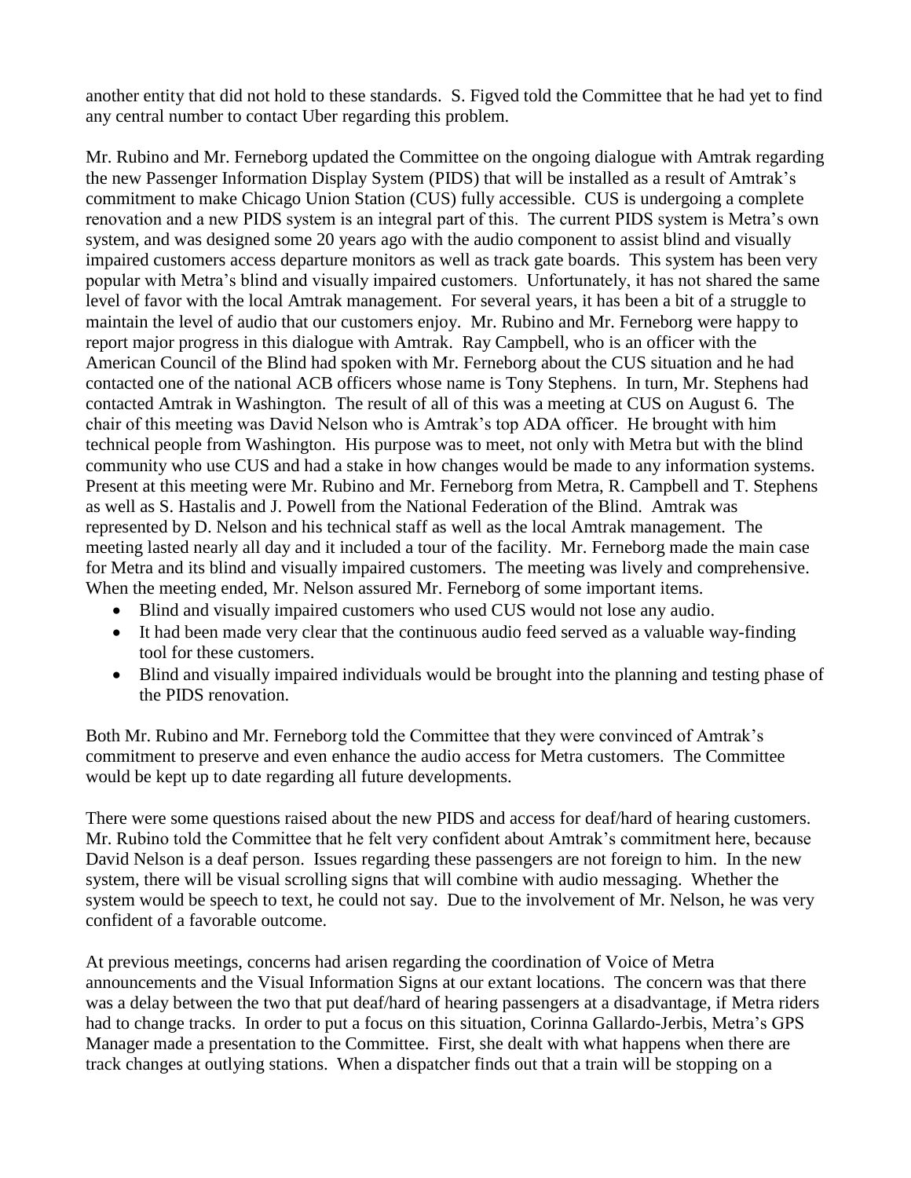another entity that did not hold to these standards. S. Figved told the Committee that he had yet to find any central number to contact Uber regarding this problem.

Mr. Rubino and Mr. Ferneborg updated the Committee on the ongoing dialogue with Amtrak regarding the new Passenger Information Display System (PIDS) that will be installed as a result of Amtrak's commitment to make Chicago Union Station (CUS) fully accessible. CUS is undergoing a complete renovation and a new PIDS system is an integral part of this. The current PIDS system is Metra's own system, and was designed some 20 years ago with the audio component to assist blind and visually impaired customers access departure monitors as well as track gate boards. This system has been very popular with Metra's blind and visually impaired customers. Unfortunately, it has not shared the same level of favor with the local Amtrak management. For several years, it has been a bit of a struggle to maintain the level of audio that our customers enjoy. Mr. Rubino and Mr. Ferneborg were happy to report major progress in this dialogue with Amtrak. Ray Campbell, who is an officer with the American Council of the Blind had spoken with Mr. Ferneborg about the CUS situation and he had contacted one of the national ACB officers whose name is Tony Stephens. In turn, Mr. Stephens had contacted Amtrak in Washington. The result of all of this was a meeting at CUS on August 6. The chair of this meeting was David Nelson who is Amtrak's top ADA officer. He brought with him technical people from Washington. His purpose was to meet, not only with Metra but with the blind community who use CUS and had a stake in how changes would be made to any information systems. Present at this meeting were Mr. Rubino and Mr. Ferneborg from Metra, R. Campbell and T. Stephens as well as S. Hastalis and J. Powell from the National Federation of the Blind. Amtrak was represented by D. Nelson and his technical staff as well as the local Amtrak management. The meeting lasted nearly all day and it included a tour of the facility. Mr. Ferneborg made the main case for Metra and its blind and visually impaired customers. The meeting was lively and comprehensive. When the meeting ended, Mr. Nelson assured Mr. Ferneborg of some important items.

- Blind and visually impaired customers who used CUS would not lose any audio.
- It had been made very clear that the continuous audio feed served as a valuable way-finding tool for these customers.
- Blind and visually impaired individuals would be brought into the planning and testing phase of the PIDS renovation.

Both Mr. Rubino and Mr. Ferneborg told the Committee that they were convinced of Amtrak's commitment to preserve and even enhance the audio access for Metra customers. The Committee would be kept up to date regarding all future developments.

There were some questions raised about the new PIDS and access for deaf/hard of hearing customers. Mr. Rubino told the Committee that he felt very confident about Amtrak's commitment here, because David Nelson is a deaf person. Issues regarding these passengers are not foreign to him. In the new system, there will be visual scrolling signs that will combine with audio messaging. Whether the system would be speech to text, he could not say. Due to the involvement of Mr. Nelson, he was very confident of a favorable outcome.

At previous meetings, concerns had arisen regarding the coordination of Voice of Metra announcements and the Visual Information Signs at our extant locations. The concern was that there was a delay between the two that put deaf/hard of hearing passengers at a disadvantage, if Metra riders had to change tracks. In order to put a focus on this situation, Corinna Gallardo-Jerbis, Metra's GPS Manager made a presentation to the Committee. First, she dealt with what happens when there are track changes at outlying stations. When a dispatcher finds out that a train will be stopping on a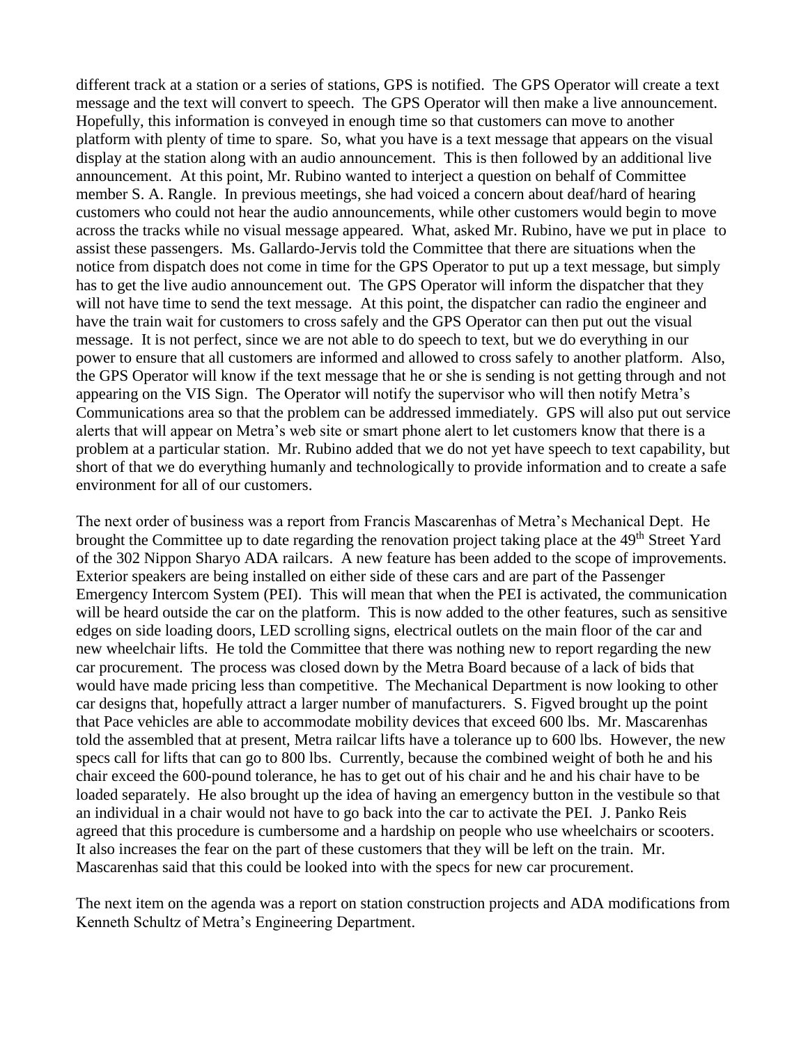different track at a station or a series of stations, GPS is notified. The GPS Operator will create a text message and the text will convert to speech. The GPS Operator will then make a live announcement. Hopefully, this information is conveyed in enough time so that customers can move to another platform with plenty of time to spare. So, what you have is a text message that appears on the visual display at the station along with an audio announcement. This is then followed by an additional live announcement. At this point, Mr. Rubino wanted to interject a question on behalf of Committee member S. A. Rangle. In previous meetings, she had voiced a concern about deaf/hard of hearing customers who could not hear the audio announcements, while other customers would begin to move across the tracks while no visual message appeared. What, asked Mr. Rubino, have we put in place to assist these passengers. Ms. Gallardo-Jervis told the Committee that there are situations when the notice from dispatch does not come in time for the GPS Operator to put up a text message, but simply has to get the live audio announcement out. The GPS Operator will inform the dispatcher that they will not have time to send the text message. At this point, the dispatcher can radio the engineer and have the train wait for customers to cross safely and the GPS Operator can then put out the visual message. It is not perfect, since we are not able to do speech to text, but we do everything in our power to ensure that all customers are informed and allowed to cross safely to another platform. Also, the GPS Operator will know if the text message that he or she is sending is not getting through and not appearing on the VIS Sign. The Operator will notify the supervisor who will then notify Metra's Communications area so that the problem can be addressed immediately. GPS will also put out service alerts that will appear on Metra's web site or smart phone alert to let customers know that there is a problem at a particular station. Mr. Rubino added that we do not yet have speech to text capability, but short of that we do everything humanly and technologically to provide information and to create a safe environment for all of our customers.

The next order of business was a report from Francis Mascarenhas of Metra's Mechanical Dept. He brought the Committee up to date regarding the renovation project taking place at the 49th Street Yard of the 302 Nippon Sharyo ADA railcars. A new feature has been added to the scope of improvements. Exterior speakers are being installed on either side of these cars and are part of the Passenger Emergency Intercom System (PEI). This will mean that when the PEI is activated, the communication will be heard outside the car on the platform. This is now added to the other features, such as sensitive edges on side loading doors, LED scrolling signs, electrical outlets on the main floor of the car and new wheelchair lifts. He told the Committee that there was nothing new to report regarding the new car procurement. The process was closed down by the Metra Board because of a lack of bids that would have made pricing less than competitive. The Mechanical Department is now looking to other car designs that, hopefully attract a larger number of manufacturers. S. Figved brought up the point that Pace vehicles are able to accommodate mobility devices that exceed 600 lbs. Mr. Mascarenhas told the assembled that at present, Metra railcar lifts have a tolerance up to 600 lbs. However, the new specs call for lifts that can go to 800 lbs. Currently, because the combined weight of both he and his chair exceed the 600-pound tolerance, he has to get out of his chair and he and his chair have to be loaded separately. He also brought up the idea of having an emergency button in the vestibule so that an individual in a chair would not have to go back into the car to activate the PEI. J. Panko Reis agreed that this procedure is cumbersome and a hardship on people who use wheelchairs or scooters. It also increases the fear on the part of these customers that they will be left on the train. Mr. Mascarenhas said that this could be looked into with the specs for new car procurement.

The next item on the agenda was a report on station construction projects and ADA modifications from Kenneth Schultz of Metra's Engineering Department.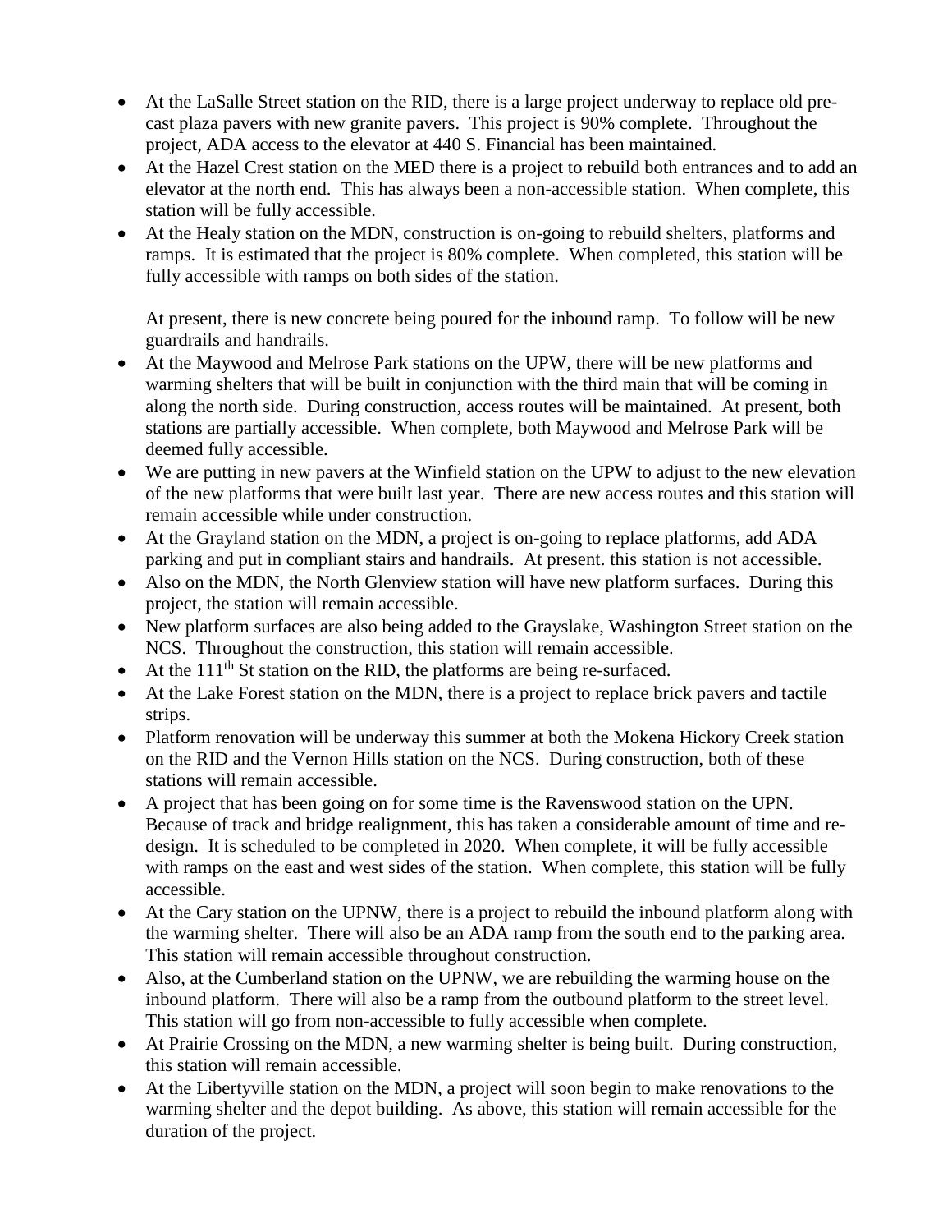- At the LaSalle Street station on the RID, there is a large project underway to replace old pre-cast plaza pavers with new granite pavers. This project is 90% complete. Throughout the project, ADA access to the elevator at 440 S. Financial has been maintained.
- At the Hazel Crest station on the MED there is a project to rebuild both entrances and to add an elevator at the north end. This has always been a non-accessible station. When complete, this station will be fully accessible.
- At the Healy station on the MDN, construction is on-going to rebuild shelters, platforms and ramps. It is estimated that the project is 80% complete. When completed, this station will be fully accessible with ramps on both sides of the station.

  At present, there is new concrete being poured for the inbound ramp. To follow will be new guardrails and handrails.
- At the Maywood and Melrose Park stations on the UPW, there will be new platforms and warming shelters that will be built in conjunction with the third main that will be coming in along the north side. During construction, access routes will be maintained. At present, both stations are partially accessible. When complete, both Maywood and Melrose Park will be deemed fully accessible.
- We are putting in new pavers at the Winfield station on the UPW to adjust to the new elevation of the new platforms that were built last year. There are new access routes and this station will remain accessible while under construction.
- At the Grayland station on the MDN, a project is on-going to replace platforms, add ADA parking and put in compliant stairs and handrails. At present. this station is not accessible.
- Also on the MDN, the North Glenview station will have new platform surfaces. During this project, the station will remain accessible.
- New platform surfaces are also being added to the Grayslake, Washington Street station on the NCS. Throughout the construction, this station will remain accessible.
- At the 111th St station on the RID, the platforms are being re-surfaced.
- At the Lake Forest station on the MDN, there is a project to replace brick pavers and tactile strips.
- Platform renovation will be underway this summer at both the Mokena Hickory Creek station on the RID and the Vernon Hills station on the NCS. During construction, both of these stations will remain accessible.
- A project that has been going on for some time is the Ravenswood station on the UPN. Because of track and bridge realignment, this has taken a considerable amount of time and re-design. It is scheduled to be completed in 2020. When complete, it will be fully accessible with ramps on the east and west sides of the station. When complete, this station will be fully accessible.
- At the Cary station on the UPNW, there is a project to rebuild the inbound platform along with the warming shelter. There will also be an ADA ramp from the south end to the parking area. This station will remain accessible throughout construction.
- Also, at the Cumberland station on the UPNW, we are rebuilding the warming house on the inbound platform. There will also be a ramp from the outbound platform to the street level. This station will go from non-accessible to fully accessible when complete.
- At Prairie Crossing on the MDN, a new warming shelter is being built. During construction, this station will remain accessible.
- At the Libertyville station on the MDN, a project will soon begin to make renovations to the warming shelter and the depot building. As above, this station will remain accessible for the duration of the project.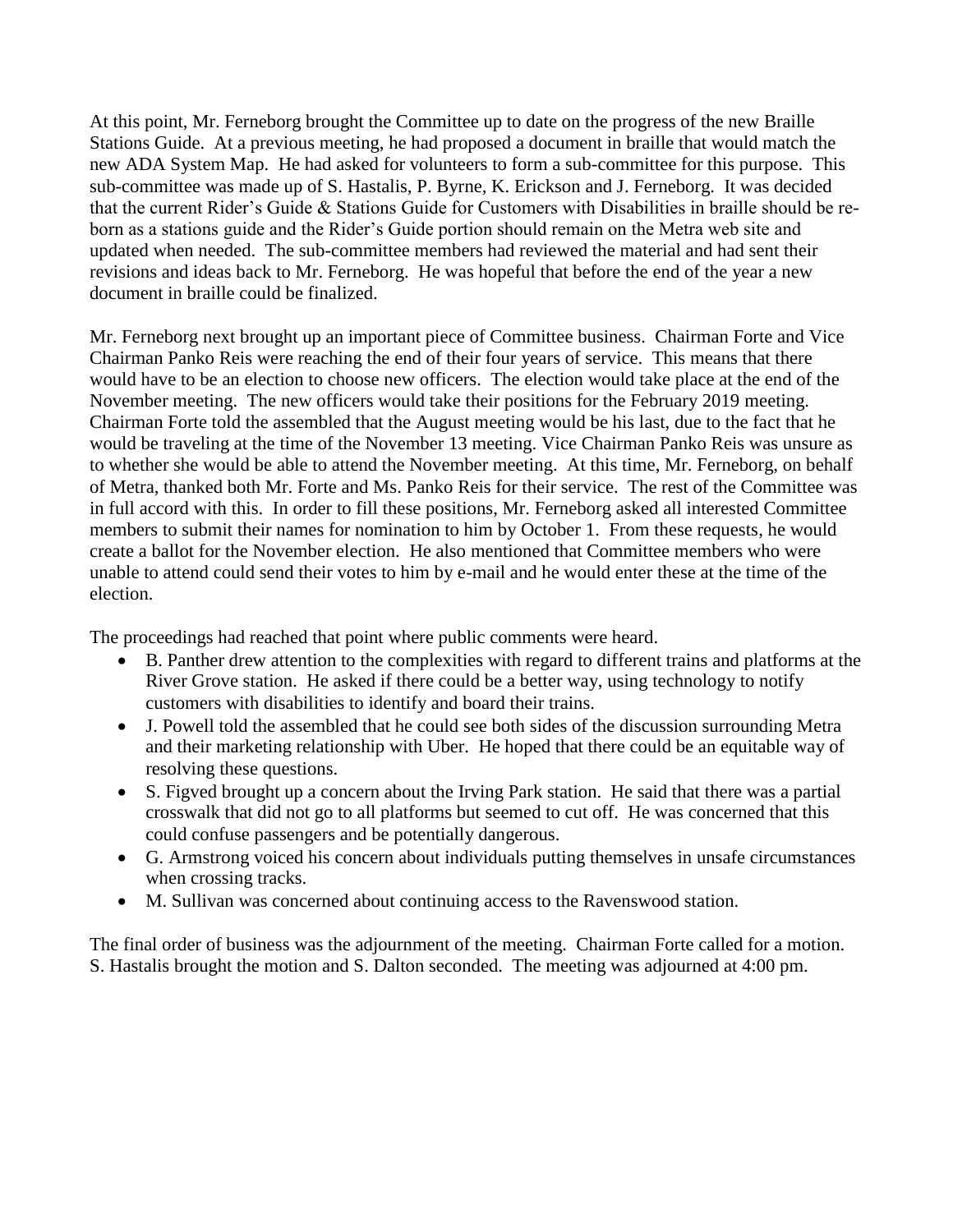At this point, Mr. Ferneborg brought the Committee up to date on the progress of the new Braille Stations Guide. At a previous meeting, he had proposed a document in braille that would match the new ADA System Map. He had asked for volunteers to form a sub-committee for this purpose. This sub-committee was made up of S. Hastalis, P. Byrne, K. Erickson and J. Ferneborg. It was decided that the current Rider's Guide & Stations Guide for Customers with Disabilities in braille should be re-born as a stations guide and the Rider's Guide portion should remain on the Metra web site and updated when needed. The sub-committee members had reviewed the material and had sent their revisions and ideas back to Mr. Ferneborg. He was hopeful that before the end of the year a new document in braille could be finalized.

Mr. Ferneborg next brought up an important piece of Committee business. Chairman Forte and Vice Chairman Panko Reis were reaching the end of their four years of service. This means that there would have to be an election to choose new officers. The election would take place at the end of the November meeting. The new officers would take their positions for the February 2019 meeting. Chairman Forte told the assembled that the August meeting would be his last, due to the fact that he would be traveling at the time of the November 13 meeting. Vice Chairman Panko Reis was unsure as to whether she would be able to attend the November meeting. At this time, Mr. Ferneborg, on behalf of Metra, thanked both Mr. Forte and Ms. Panko Reis for their service. The rest of the Committee was in full accord with this. In order to fill these positions, Mr. Ferneborg asked all interested Committee members to submit their names for nomination to him by October 1. From these requests, he would create a ballot for the November election. He also mentioned that Committee members who were unable to attend could send their votes to him by e-mail and he would enter these at the time of the election.

The proceedings had reached that point where public comments were heard.

- B. Panther drew attention to the complexities with regard to different trains and platforms at the River Grove station. He asked if there could be a better way, using technology to notify customers with disabilities to identify and board their trains.
- J. Powell told the assembled that he could see both sides of the discussion surrounding Metra and their marketing relationship with Uber. He hoped that there could be an equitable way of resolving these questions.
- S. Figved brought up a concern about the Irving Park station. He said that there was a partial crosswalk that did not go to all platforms but seemed to cut off. He was concerned that this could confuse passengers and be potentially dangerous.
- G. Armstrong voiced his concern about individuals putting themselves in unsafe circumstances when crossing tracks.
- M. Sullivan was concerned about continuing access to the Ravenswood station.

The final order of business was the adjournment of the meeting. Chairman Forte called for a motion. S. Hastalis brought the motion and S. Dalton seconded. The meeting was adjourned at 4:00 pm.